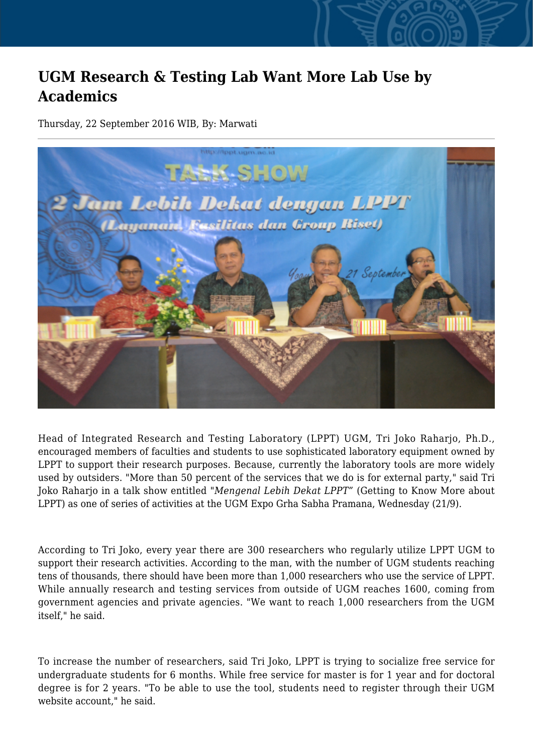# UGM Research & Testing Lab Want More Lab Use by Academics

Thursday, 22 September 2016 WIB, By: Marwati

Head of Integrated Research and Testing Laboratory (LPPT) UGM, Tri Joko Raharjo, Ph.D., encouraged members of faculties and students to use sophisticated laboratory equipment owned by LPPT to support their research purposes. Because, currently the laboratory tools are more widely used by outsiders. "More than 50 percent of the services that we do is for external party," said Tri Joko Raharjo in a talk show entitled "*Mengenal Lebih Dekat LPPT*" (Getting to Know More about LPPT) as one of series of activities at the UGM Expo Grha Sabha Pramana, Wednesday (21/9).

According to Tri Joko, every year there are 300 researchers who regularly utilize LPPT UGM to support their research activities. According to the man, with the number of UGM students reaching tens of thousands, there should have been more than 1,000 researchers who use the service of LPPT. While annually research and testing services from outside of UGM reaches 1600, coming from government agencies and private agencies. "We want to reach 1,000 researchers from the UGM itself," he said.

To increase the number of researchers, said Tri Joko, LPPT is trying to socialize free service for undergraduate students for 6 months. While free service for master is for 1 year and for doctoral degree is for 2 years. "To be able to use the tool, students need to register through their UGM website account," he said.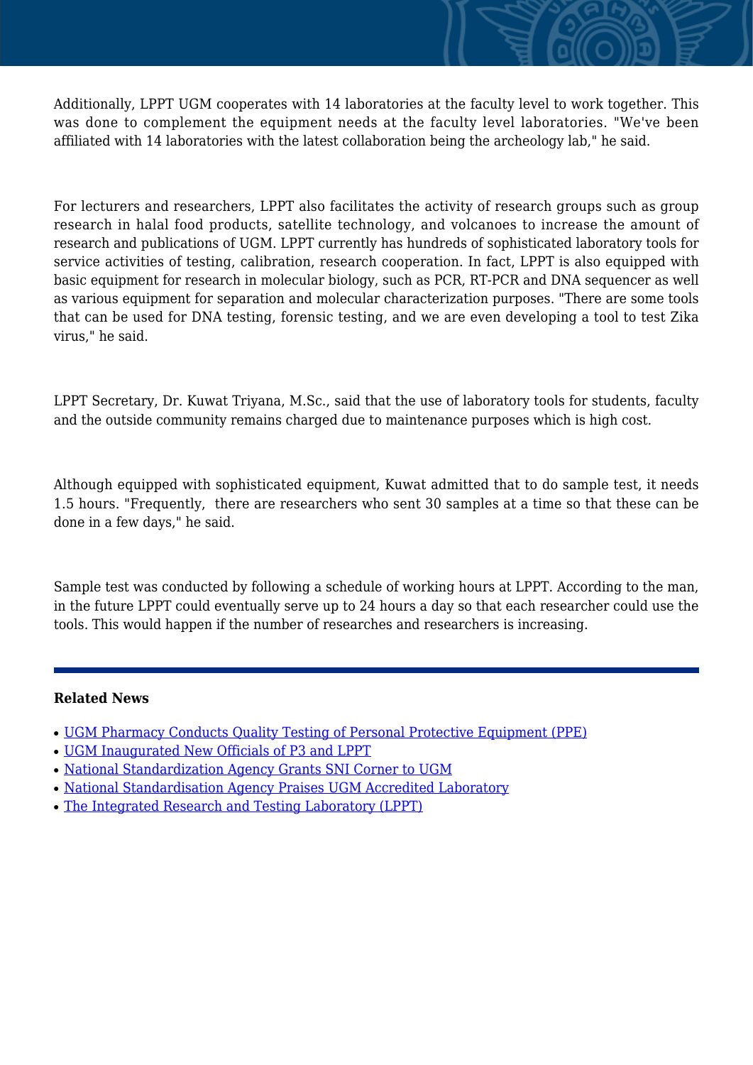Additionally, LPPT UGM cooperates with 14 laboratories at the faculty level to work together. This was done to complement the equipment needs at the faculty level laboratories. "We've been affiliated with 14 laboratories with the latest collaboration being the archeology lab," he said.

For lecturers and researchers, LPPT also facilitates the activity of research groups such as group research in halal food products, satellite technology, and volcanoes to increase the amount of research and publications of UGM. LPPT currently has hundreds of sophisticated laboratory tools for service activities of testing, calibration, research cooperation. In fact, LPPT is also equipped with basic equipment for research in molecular biology, such as PCR, RT-PCR and DNA sequencer as well as various equipment for separation and molecular characterization purposes. "There are some tools that can be used for DNA testing, forensic testing, and we are even developing a tool to test Zika virus," he said.

LPPT Secretary, Dr. Kuwat Triyana, M.Sc., said that the use of laboratory tools for students, faculty and the outside community remains charged due to maintenance purposes which is high cost.

Although equipped with sophisticated equipment, Kuwat admitted that to do sample test, it needs 1.5 hours. "Frequently, there are researchers who sent 30 samples at a time so that these can be done in a few days," he said.

Sample test was conducted by following a schedule of working hours at LPPT. According to the man, in the future LPPT could eventually serve up to 24 hours a day so that each researcher could use the tools. This would happen if the number of researches and researchers is increasing.

**Related News**

- UGM Pharmacy Conducts Quality Testing of Personal Protective Equipment (PPE)
- UGM Inaugurated New Officials of P3 and LPPT
- National Standardization Agency Grants SNI Corner to UGM
- National Standardisation Agency Praises UGM Accredited Laboratory
- The Integrated Research and Testing Laboratory (LPPT)